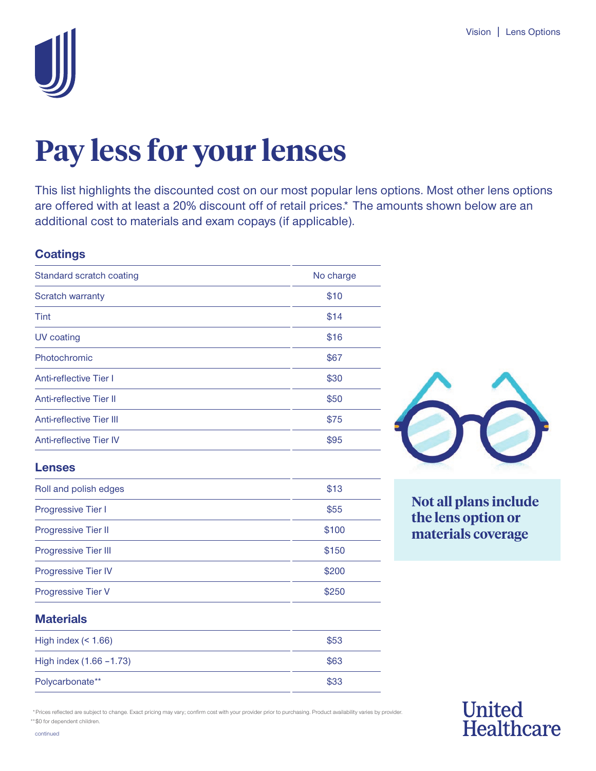# Pay less for your lenses

This list highlights the discounted cost on our most popular lens options. Most other lens options are offered with at least a 20% discount off of retail prices.* The amounts shown below are an additional cost to materials and exam copays (if applicable).

## Coatings

| | |
|---|---|
| Standard scratch coating | No charge |
| Scratch warranty | $10 |
| Tint | $14 |
| UV coating | $16 |
| Photochromic | $67 |
| Anti-reflective Tier I | $30 |
| Anti-reflective Tier II | $50 |
| Anti-reflective Tier III | $75 |
| Anti-reflective Tier IV | $95 |

## Lenses

| | |
|---|---|
| Roll and polish edges | $13 |
| Progressive Tier I | $55 |
| Progressive Tier II | $100 |
| Progressive Tier III | $150 |
| Progressive Tier IV | $200 |
| Progressive Tier V | $250 |

## Materials

| | |
|---|---|
| High index (< 1.66) | $53 |
| High index (1.66 –1.73) | $63 |
| Polycarbonate** | $33 |

**Not all plans include the lens option or materials coverage**

*Prices reflected are subject to change. Exact pricing may vary; confirm cost with your provider prior to purchasing. Product availability varies by provider.

**$0 for dependent children.

continued

United Healthcare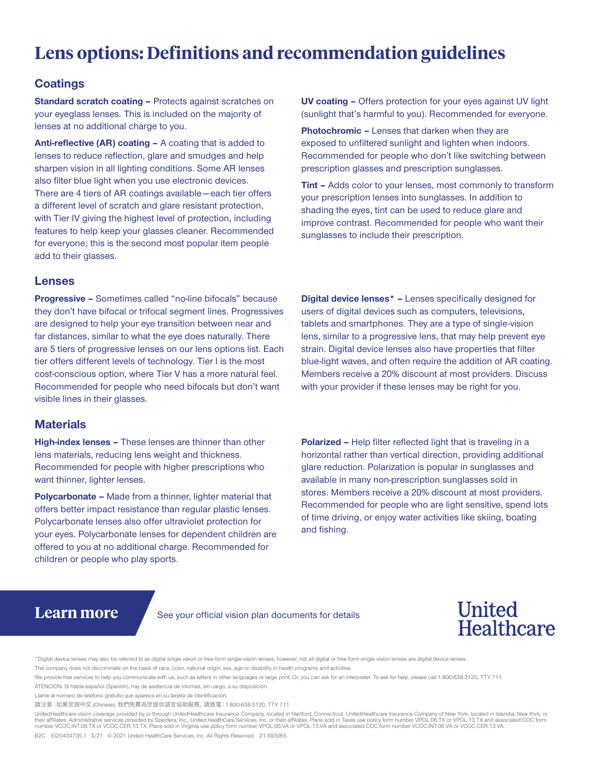# Lens options: Definitions and recommendation guidelines

## Coatings

**Standard scratch coating –** Protects against scratches on your eyeglass lenses. This is included on the majority of lenses at no additional charge to you.

**Anti-reflective (AR) coating –** A coating that is added to lenses to reduce reflection, glare and smudges and help sharpen vision in all lighting conditions. Some AR lenses also filter blue light when you use electronic devices. There are 4 tiers of AR coatings available—each tier offers a different level of scratch and glare resistant protection, with Tier IV giving the highest level of protection, including features to help keep your glasses cleaner. Recommended for everyone; this is the second most popular item people add to their glasses.

**UV coating –** Offers protection for your eyes against UV light (sunlight that's harmful to you). Recommended for everyone.

**Photochromic –** Lenses that darken when they are exposed to unfiltered sunlight and lighten when indoors. Recommended for people who don't like switching between prescription glasses and prescription sunglasses.

**Tint –** Adds color to your lenses, most commonly to transform your prescription lenses into sunglasses. In addition to shading the eyes, tint can be used to reduce glare and improve contrast. Recommended for people who want their sunglasses to include their prescription.

## Lenses

**Progressive –** Sometimes called "no-line bifocals" because they don't have bifocal or trifocal segment lines. Progressives are designed to help your eye transition between near and far distances, similar to what the eye does naturally. There are 5 tiers of progressive lenses on our lens options list. Each tier offers different levels of technology. Tier I is the most cost-conscious option, where Tier V has a more natural feel. Recommended for people who need bifocals but don't want visible lines in their glasses.

**Digital device lenses* –** Lenses specifically designed for users of digital devices such as computers, televisions, tablets and smartphones. They are a type of single-vision lens, similar to a progressive lens, that may help prevent eye strain. Digital device lenses also have properties that filter blue-light waves, and often require the addition of AR coating. Members receive a 20% discount at most providers. Discuss with your provider if these lenses may be right for you.

## Materials

**High-index lenses –** These lenses are thinner than other lens materials, reducing lens weight and thickness. Recommended for people with higher prescriptions who want thinner, lighter lenses.

**Polycarbonate –** Made from a thinner, lighter material that offers better impact resistance than regular plastic lenses. Polycarbonate lenses also offer ultraviolet protection for your eyes. Polycarbonate lenses for dependent children are offered to you at no additional charge. Recommended for children or people who play sports.

**Polarized –** Help filter reflected light that is traveling in a horizontal rather than vertical direction, providing additional glare reduction. Polarization is popular in sunglasses and available in many non-prescription sunglasses sold in stores. Members receive a 20% discount at most providers. Recommended for people who are light sensitive, spend lots of time driving, or enjoy water activities like skiing, boating and fishing.

## Learn more

See your official vision plan documents for details

United Healthcare

*Digital device lenses may also be referred to as digital single vision or free-form single-vision lenses; however, not all digital or free-form single-vision lenses are digital device lenses.

The company does not discriminate on the basis of race, color, national origin, sex, age or disability in health programs and activities.

We provide free services to help you communicate with us, such as letters in other languages or large print. Or, you can ask for an interpreter. To ask for help, please call 1-800-638-3120, TTY 711.

ATENCIÓN: Si habla español (Spanish), hay de asistencia de idiomas, sin cargo, a su disposición.

Llame al número de teléfono gratuito que aparece en su tarjeta de identificación.

請注意：如果您說中文 (Chinese), 我們免費為您提供語言協助服務。請致電：1-800-638-3120, TTY 711

UnitedHealthcare vision coverage provided by or through UnitedHealthcare Insurance Company, located in Hartford, Connecticut, UnitedHealthcare Insurance Company of New York, located in Islandia, New York, or their affiliates. Administrative services provided by Spectera, Inc., United HealthCare Services, Inc. or their affiliates. Plans sold in Texas use policy form number VPOL.06.TX or VPOL.13.TX and associated COC form number VCOC.INT.06.TX or VCOC.CER.13.TX. Plans sold in Virginia use policy form number VPOL.06.VA or VPOL.13.VA and associated COC form number VCOC.INT.06.VA or VCOC.CER.13.VA.

B2C EI20434735.1 3/21 © 2021 United HealthCare Services, Inc. All Rights Reserved. 21-593065